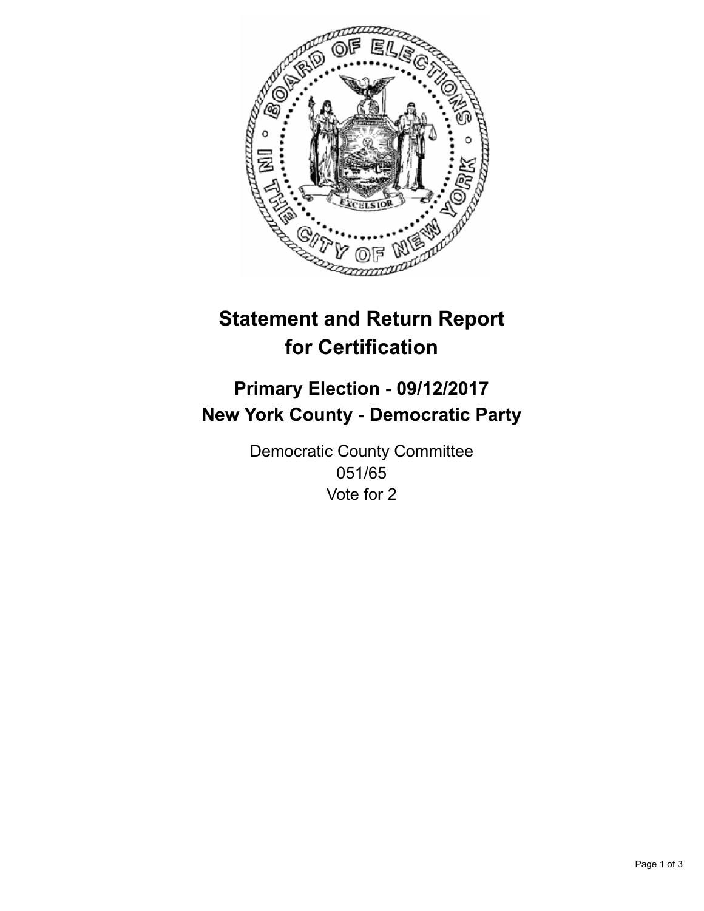# Statement and Return Report for Certification

## Primary Election - 09/12/2017
## New York County - Democratic Party

Democratic County Committee
051/65
Vote for 2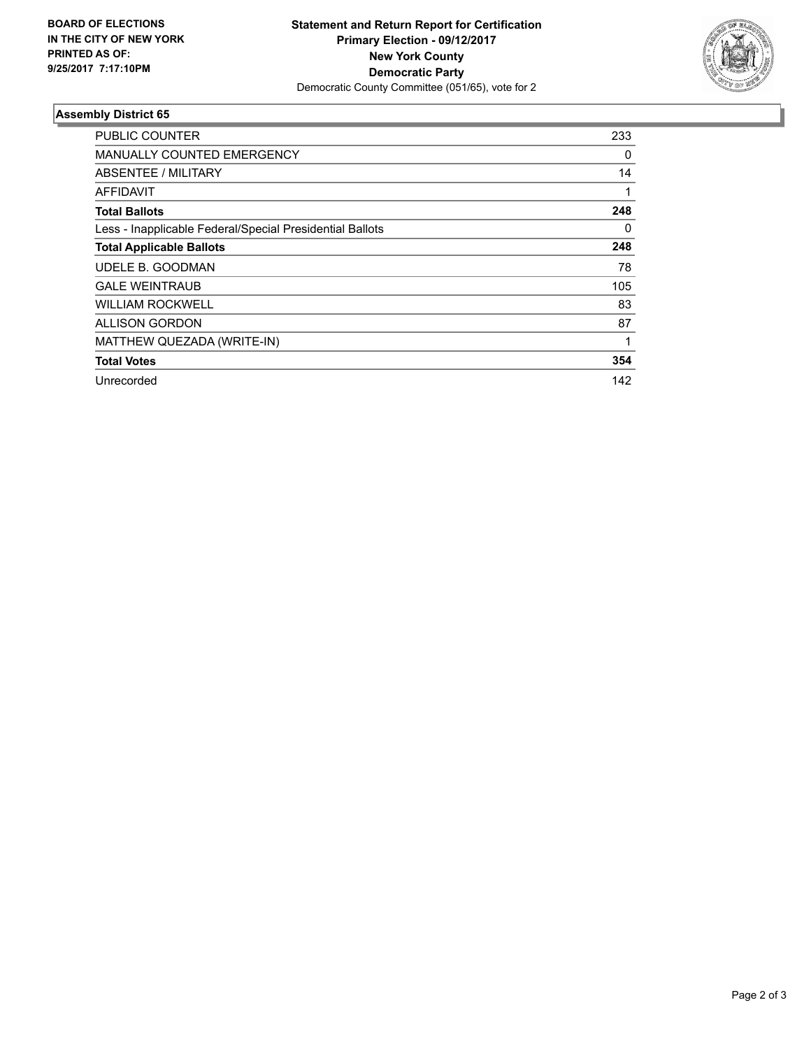**BOARD OF ELECTIONS IN THE CITY OF NEW YORK PRINTED AS OF: 9/25/2017 7:17:10PM**

**Statement and Return Report for Certification**
**Primary Election - 09/12/2017**
**New York County**
**Democratic Party**
Democratic County Committee (051/65), vote for 2

### Assembly District 65

| | |
|---|---|
| PUBLIC COUNTER | 233 |
| MANUALLY COUNTED EMERGENCY | 0 |
| ABSENTEE / MILITARY | 14 |
| AFFIDAVIT | 1 |
| **Total Ballots** | **248** |
| Less - Inapplicable Federal/Special Presidential Ballots | 0 |
| **Total Applicable Ballots** | **248** |
| UDELE B. GOODMAN | 78 |
| GALE WEINTRAUB | 105 |
| WILLIAM ROCKWELL | 83 |
| ALLISON GORDON | 87 |
| MATTHEW QUEZADA (WRITE-IN) | 1 |
| **Total Votes** | **354** |
| Unrecorded | 142 |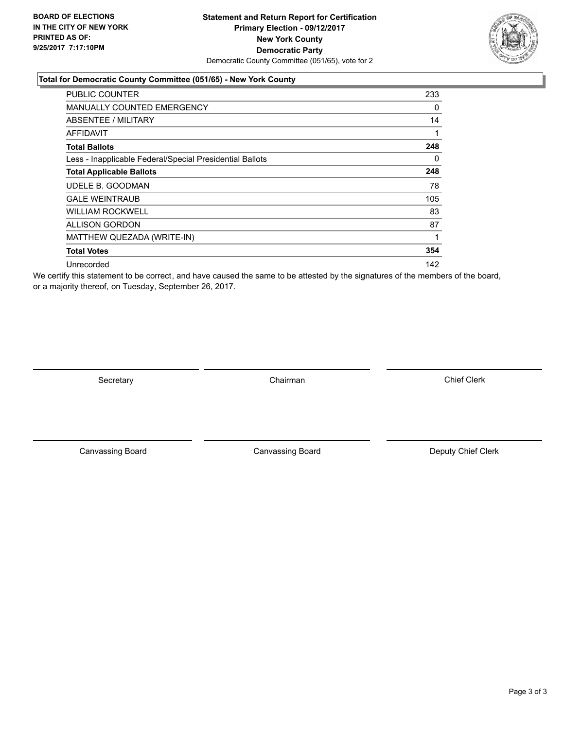**BOARD OF ELECTIONS IN THE CITY OF NEW YORK PRINTED AS OF: 9/25/2017 7:17:10PM**

**Statement and Return Report for Certification**
**Primary Election - 09/12/2017**
**New York County**
**Democratic Party**
Democratic County Committee (051/65), vote for 2

### Total for Democratic County Committee (051/65) - New York County

| | |
|---|---|
| PUBLIC COUNTER | 233 |
| MANUALLY COUNTED EMERGENCY | 0 |
| ABSENTEE / MILITARY | 14 |
| AFFIDAVIT | 1 |
| **Total Ballots** | **248** |
| Less - Inapplicable Federal/Special Presidential Ballots | 0 |
| **Total Applicable Ballots** | **248** |
| UDELE B. GOODMAN | 78 |
| GALE WEINTRAUB | 105 |
| WILLIAM ROCKWELL | 83 |
| ALLISON GORDON | 87 |
| MATTHEW QUEZADA (WRITE-IN) | 1 |
| **Total Votes** | **354** |
| Unrecorded | 142 |

We certify this statement to be correct, and have caused the same to be attested by the signatures of the members of the board, or a majority thereof, on Tuesday, September 26, 2017.

Secretary

Chairman

Chief Clerk

Canvassing Board

Canvassing Board

Deputy Chief Clerk